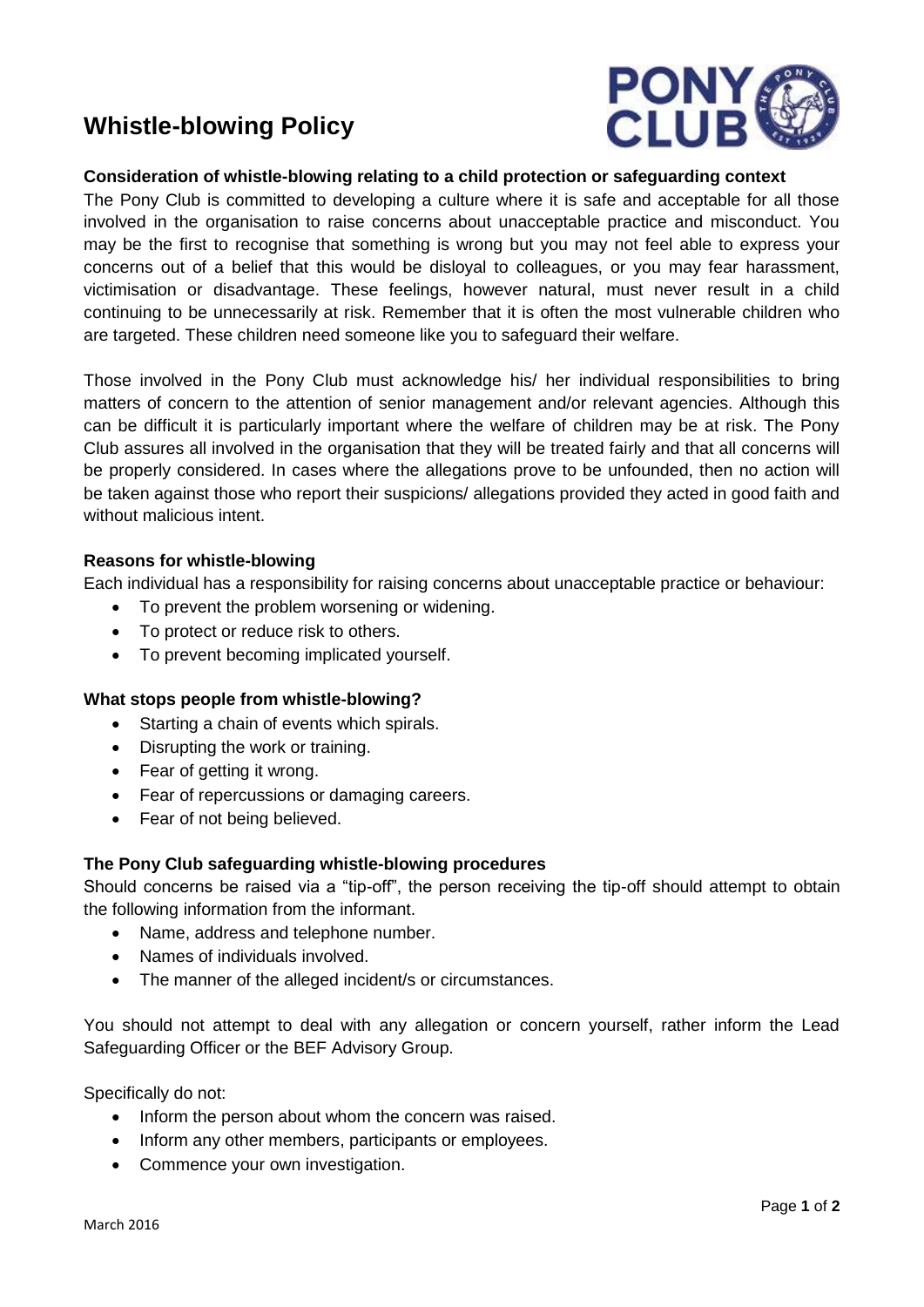# Whistle-blowing Policy

**Consideration of whistle-blowing relating to a child protection or safeguarding context**

The Pony Club is committed to developing a culture where it is safe and acceptable for all those involved in the organisation to raise concerns about unacceptable practice and misconduct. You may be the first to recognise that something is wrong but you may not feel able to express your concerns out of a belief that this would be disloyal to colleagues, or you may fear harassment, victimisation or disadvantage. These feelings, however natural, must never result in a child continuing to be unnecessarily at risk. Remember that it is often the most vulnerable children who are targeted. These children need someone like you to safeguard their welfare.

Those involved in the Pony Club must acknowledge his/ her individual responsibilities to bring matters of concern to the attention of senior management and/or relevant agencies. Although this can be difficult it is particularly important where the welfare of children may be at risk. The Pony Club assures all involved in the organisation that they will be treated fairly and that all concerns will be properly considered. In cases where the allegations prove to be unfounded, then no action will be taken against those who report their suspicions/ allegations provided they acted in good faith and without malicious intent.

**Reasons for whistle-blowing**

Each individual has a responsibility for raising concerns about unacceptable practice or behaviour:

- To prevent the problem worsening or widening.
- To protect or reduce risk to others.
- To prevent becoming implicated yourself.

**What stops people from whistle-blowing?**

- Starting a chain of events which spirals.
- Disrupting the work or training.
- Fear of getting it wrong.
- Fear of repercussions or damaging careers.
- Fear of not being believed.

**The Pony Club safeguarding whistle-blowing procedures**

Should concerns be raised via a "tip-off", the person receiving the tip-off should attempt to obtain the following information from the informant.

- Name, address and telephone number.
- Names of individuals involved.
- The manner of the alleged incident/s or circumstances.

You should not attempt to deal with any allegation or concern yourself, rather inform the Lead Safeguarding Officer or the BEF Advisory Group.

Specifically do not:

- Inform the person about whom the concern was raised.
- Inform any other members, participants or employees.
- Commence your own investigation.

March 2016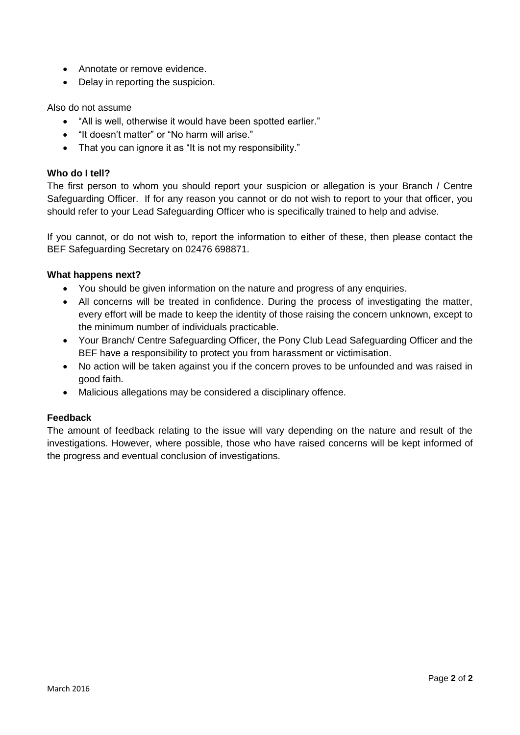- Annotate or remove evidence.
- Delay in reporting the suspicion.

Also do not assume

- "All is well, otherwise it would have been spotted earlier."
- "It doesn't matter" or "No harm will arise."
- That you can ignore it as "It is not my responsibility."

**Who do I tell?**

The first person to whom you should report your suspicion or allegation is your Branch / Centre Safeguarding Officer. If for any reason you cannot or do not wish to report to your that officer, you should refer to your Lead Safeguarding Officer who is specifically trained to help and advise.

If you cannot, or do not wish to, report the information to either of these, then please contact the BEF Safeguarding Secretary on 02476 698871.

**What happens next?**

- You should be given information on the nature and progress of any enquiries.
- All concerns will be treated in confidence. During the process of investigating the matter, every effort will be made to keep the identity of those raising the concern unknown, except to the minimum number of individuals practicable.
- Your Branch/ Centre Safeguarding Officer, the Pony Club Lead Safeguarding Officer and the BEF have a responsibility to protect you from harassment or victimisation.
- No action will be taken against you if the concern proves to be unfounded and was raised in good faith.
- Malicious allegations may be considered a disciplinary offence.

**Feedback**

The amount of feedback relating to the issue will vary depending on the nature and result of the investigations. However, where possible, those who have raised concerns will be kept informed of the progress and eventual conclusion of investigations.

March 2016